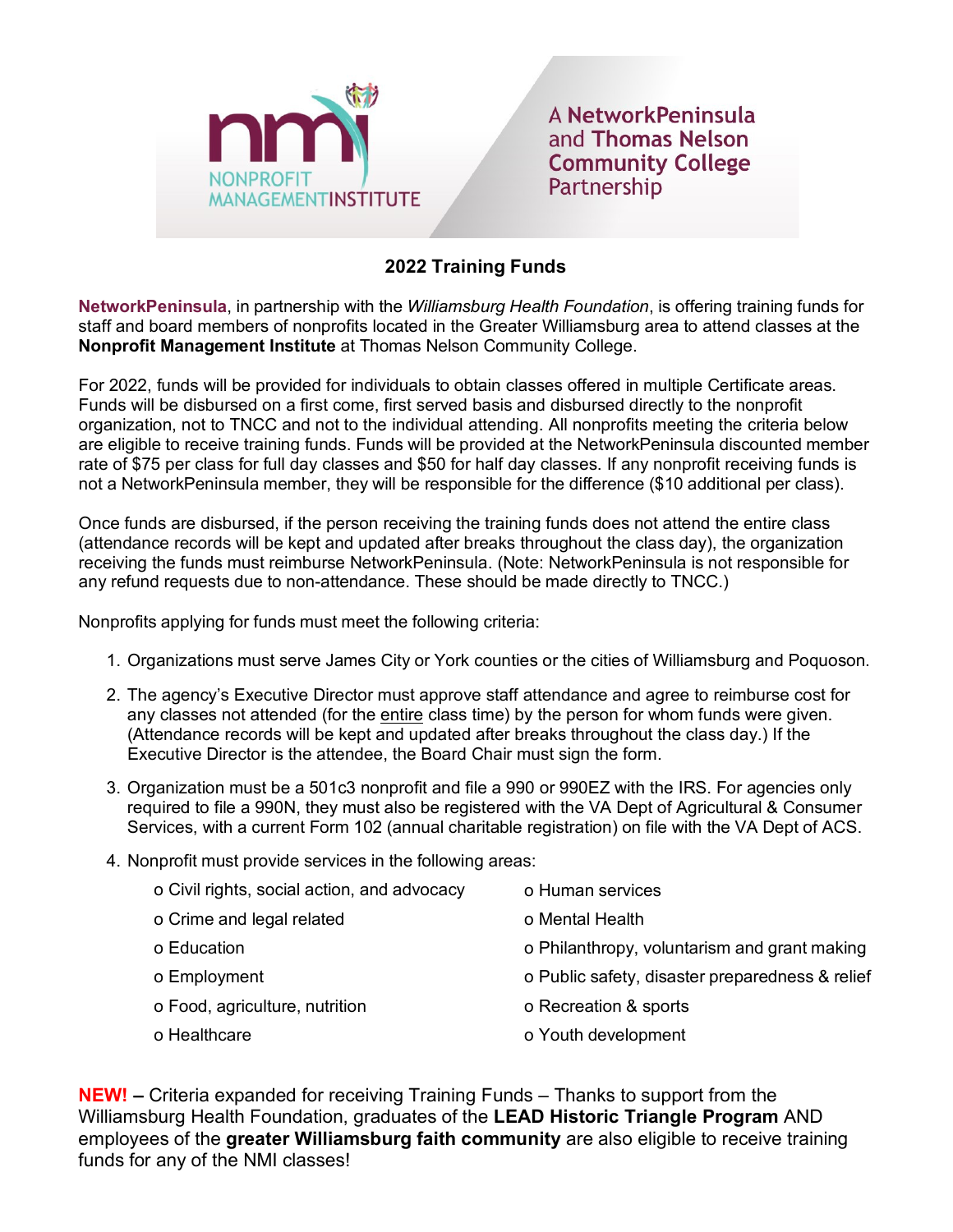NONPROFIT MANAGEMENTINSTITUTE

A NetworkPeninsula and Thomas Nelson Community College Partnership

## 2022 Training Funds

**NetworkPeninsula**, in partnership with the *Williamsburg Health Foundation*, is offering training funds for staff and board members of nonprofits located in the Greater Williamsburg area to attend classes at the **Nonprofit Management Institute** at Thomas Nelson Community College.

For 2022, funds will be provided for individuals to obtain classes offered in multiple Certificate areas. Funds will be disbursed on a first come, first served basis and disbursed directly to the nonprofit organization, not to TNCC and not to the individual attending. All nonprofits meeting the criteria below are eligible to receive training funds. Funds will be provided at the NetworkPeninsula discounted member rate of $75 per class for full day classes and $50 for half day classes. If any nonprofit receiving funds is not a NetworkPeninsula member, they will be responsible for the difference ($10 additional per class).

Once funds are disbursed, if the person receiving the training funds does not attend the entire class (attendance records will be kept and updated after breaks throughout the class day), the organization receiving the funds must reimburse NetworkPeninsula. (Note: NetworkPeninsula is not responsible for any refund requests due to non-attendance. These should be made directly to TNCC.)

Nonprofits applying for funds must meet the following criteria:

1. Organizations must serve James City or York counties or the cities of Williamsburg and Poquoson.
2. The agency's Executive Director must approve staff attendance and agree to reimburse cost for any classes not attended (for the entire class time) by the person for whom funds were given. (Attendance records will be kept and updated after breaks throughout the class day.) If the Executive Director is the attendee, the Board Chair must sign the form.
3. Organization must be a 501c3 nonprofit and file a 990 or 990EZ with the IRS. For agencies only required to file a 990N, they must also be registered with the VA Dept of Agricultural & Consumer Services, with a current Form 102 (annual charitable registration) on file with the VA Dept of ACS.
4. Nonprofit must provide services in the following areas:
   - Civil rights, social action, and advocacy
   - Crime and legal related
   - Education
   - Employment
   - Food, agriculture, nutrition
   - Healthcare
   - Human services
   - Mental Health
   - Philanthropy, voluntarism and grant making
   - Public safety, disaster preparedness & relief
   - Recreation & sports
   - Youth development

**NEW! –** Criteria expanded for receiving Training Funds – Thanks to support from the Williamsburg Health Foundation, graduates of the **LEAD Historic Triangle Program** AND employees of the **greater Williamsburg faith community** are also eligible to receive training funds for any of the NMI classes!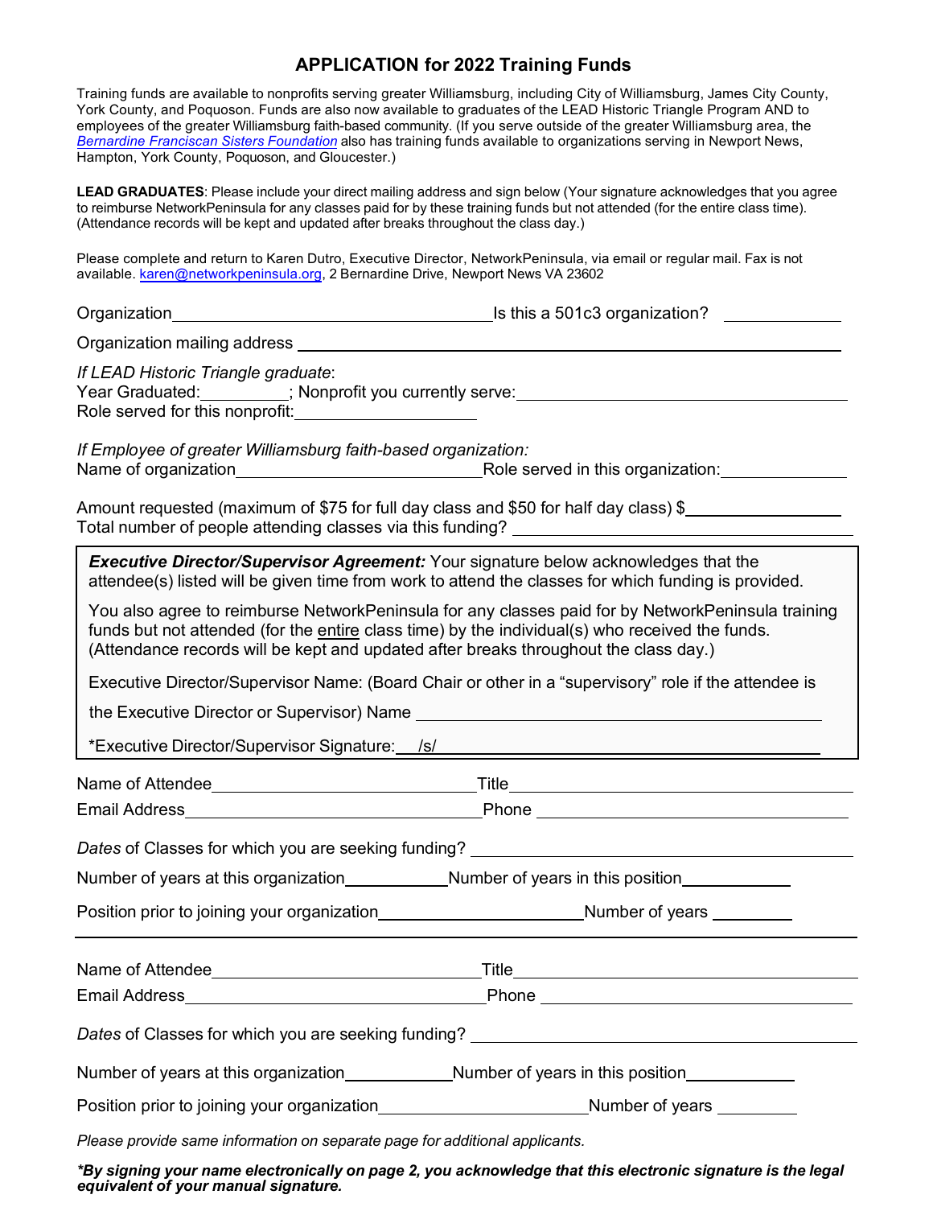# APPLICATION for 2022 Training Funds

Training funds are available to nonprofits serving greater Williamsburg, including City of Williamsburg, James City County, York County, and Poquoson. Funds are also now available to graduates of the LEAD Historic Triangle Program AND to employees of the greater Williamsburg faith-based community. (If you serve outside of the greater Williamsburg area, the *Bernardine Franciscan Sisters Foundation* also has training funds available to organizations serving in Newport News, Hampton, York County, Poquoson, and Gloucester.)

**LEAD GRADUATES**: Please include your direct mailing address and sign below (Your signature acknowledges that you agree to reimburse NetworkPeninsula for any classes paid for by these training funds but not attended (for the entire class time). (Attendance records will be kept and updated after breaks throughout the class day.)

Please complete and return to Karen Dutro, Executive Director, NetworkPeninsula, via email or regular mail. Fax is not available. karen@networkpeninsula.org, 2 Bernardine Drive, Newport News VA 23602

Organization\_\_\_\_\_\_\_\_\_\_\_\_\_\_\_\_\_\_\_\_\_\_\_\_\_\_\_\_\_\_\_\_\_\_\_\_ Is this a 501c3 organization? \_\_\_\_\_\_\_\_\_\_\_\_

Organization mailing address \_\_\_\_\_\_\_\_\_\_\_\_\_\_\_\_\_\_\_\_\_\_\_\_\_\_\_\_\_\_\_\_\_\_\_\_\_\_\_\_\_\_\_\_\_\_\_\_\_\_\_\_\_\_\_\_

*If LEAD Historic Triangle graduate*:
Year Graduated:\_\_\_\_\_\_\_\_\_\_; Nonprofit you currently serve:\_\_\_\_\_\_\_\_\_\_\_\_\_\_\_\_\_\_\_\_\_\_\_\_\_\_\_\_\_\_\_\_\_\_\_\_\_\_
Role served for this nonprofit:\_\_\_\_\_\_\_\_\_\_\_\_\_\_\_\_\_\_\_\_

*If Employee of greater Williamsburg faith-based organization:*
Name of organization\_\_\_\_\_\_\_\_\_\_\_\_\_\_\_\_\_\_\_\_\_\_\_\_\_\_\_\_\_\_ Role served in this organization:\_\_\_\_\_\_\_\_\_\_\_\_\_\_

Amount requested (maximum of $75 for full day class and $50 for half day class) $\_\_\_\_\_\_\_\_\_\_\_\_\_\_\_\_\_
Total number of people attending classes via this funding? \_\_\_\_\_\_\_\_\_\_\_\_\_\_\_\_\_\_\_\_\_\_\_\_\_\_\_\_\_\_\_\_\_\_\_\_\_\_\_

***Executive Director/Supervisor Agreement:*** Your signature below acknowledges that the attendee(s) listed will be given time from work to attend the classes for which funding is provided.

You also agree to reimburse NetworkPeninsula for any classes paid for by NetworkPeninsula training funds but not attended (for the entire class time) by the individual(s) who received the funds. (Attendance records will be kept and updated after breaks throughout the class day.)

Executive Director/Supervisor Name: (Board Chair or other in a "supervisory" role if the attendee is the Executive Director or Supervisor) Name \_\_\_\_\_\_\_\_\_\_\_\_\_\_\_\_\_\_\_\_\_\_\_\_\_\_\_\_\_\_\_\_\_\_\_\_\_\_\_\_\_\_\_\_\_\_

*Executive Director/Supervisor Signature: \_\_/s/\_\_\_\_\_\_\_\_\_\_\_\_\_\_\_\_\_\_\_\_\_\_\_\_\_\_\_\_\_\_\_\_\_\_\_\_\_\_\_\_\_\_

Name of Attendee\_\_\_\_\_\_\_\_\_\_\_\_\_\_\_\_\_\_\_\_\_\_\_\_\_\_\_\_\_\_\_\_\_ Title\_\_\_\_\_\_\_\_\_\_\_\_\_\_\_\_\_\_\_\_\_\_\_\_\_\_\_\_\_\_\_\_\_\_\_\_\_\_\_\_
Email Address\_\_\_\_\_\_\_\_\_\_\_\_\_\_\_\_\_\_\_\_\_\_\_\_\_\_\_\_\_\_\_\_\_\_\_ Phone \_\_\_\_\_\_\_\_\_\_\_\_\_\_\_\_\_\_\_\_\_\_\_\_\_\_\_\_\_\_\_\_\_\_\_\_\_\_

*Dates* of Classes for which you are seeking funding? \_\_\_\_\_\_\_\_\_\_\_\_\_\_\_\_\_\_\_\_\_\_\_\_\_\_\_\_\_\_\_\_\_\_\_\_\_\_\_\_\_\_\_\_\_\_

Number of years at this organization\_\_\_\_\_\_\_\_\_\_\_\_ Number of years in this position\_\_\_\_\_\_\_\_\_\_\_\_

Position prior to joining your organization\_\_\_\_\_\_\_\_\_\_\_\_\_\_\_\_\_\_\_\_\_\_\_\_\_\_ Number of years \_\_\_\_\_\_\_\_\_

---

Name of Attendee\_\_\_\_\_\_\_\_\_\_\_\_\_\_\_\_\_\_\_\_\_\_\_\_\_\_\_\_\_\_\_\_\_ Title\_\_\_\_\_\_\_\_\_\_\_\_\_\_\_\_\_\_\_\_\_\_\_\_\_\_\_\_\_\_\_\_\_\_\_\_\_\_\_\_
Email Address\_\_\_\_\_\_\_\_\_\_\_\_\_\_\_\_\_\_\_\_\_\_\_\_\_\_\_\_\_\_\_\_\_\_\_ Phone \_\_\_\_\_\_\_\_\_\_\_\_\_\_\_\_\_\_\_\_\_\_\_\_\_\_\_\_\_\_\_\_\_\_\_\_\_\_

*Dates* of Classes for which you are seeking funding? \_\_\_\_\_\_\_\_\_\_\_\_\_\_\_\_\_\_\_\_\_\_\_\_\_\_\_\_\_\_\_\_\_\_\_\_\_\_\_\_\_\_\_\_\_\_

Number of years at this organization\_\_\_\_\_\_\_\_\_\_\_\_ Number of years in this position\_\_\_\_\_\_\_\_\_\_\_\_

Position prior to joining your organization\_\_\_\_\_\_\_\_\_\_\_\_\_\_\_\_\_\_\_\_\_\_\_\_\_\_ Number of years \_\_\_\_\_\_\_\_\_

*Please provide same information on separate page for additional applicants.*

***\*By signing your name electronically on page 2, you acknowledge that this electronic signature is the legal equivalent of your manual signature.***